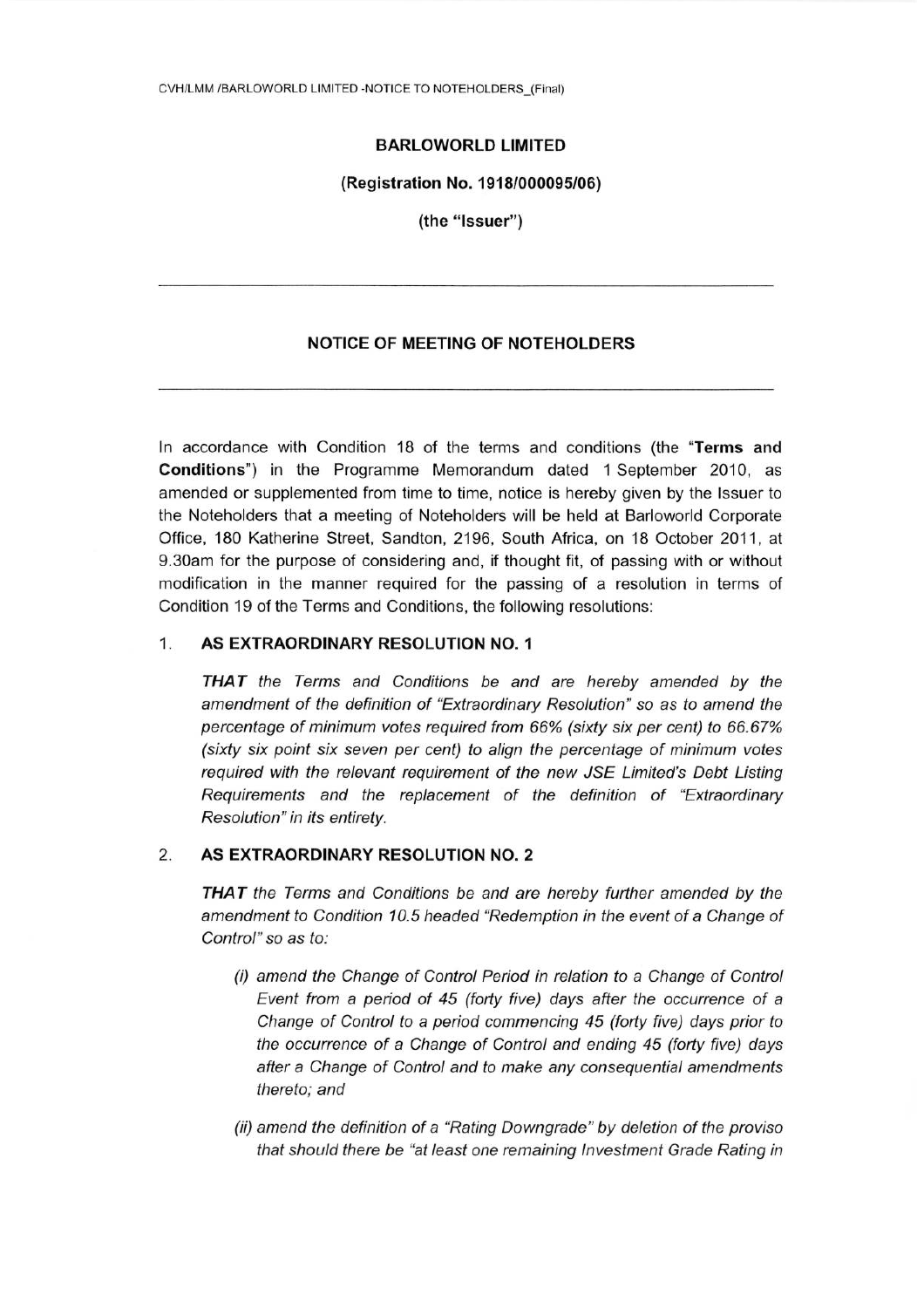CVH/LMM /BARLOWORLD LIMITED -NOTICE TO NOTEHOLDERS_(Final)

**BARLOWORLD LIMITED**

**(Registration No. 1918/000095/06)**

**(the "Issuer")**

---

**NOTICE OF MEETING OF NOTEHOLDERS**

---

In accordance with Condition 18 of the terms and conditions (the "**Terms and Conditions**") in the Programme Memorandum dated 1 September 2010, as amended or supplemented from time to time, notice is hereby given by the Issuer to the Noteholders that a meeting of Noteholders will be held at Barloworld Corporate Office, 180 Katherine Street, Sandton, 2196, South Africa, on 18 October 2011, at 9.30am for the purpose of considering and, if thought fit, of passing with or without modification in the manner required for the passing of a resolution in terms of Condition 19 of the Terms and Conditions, the following resolutions:

1. **AS EXTRAORDINARY RESOLUTION NO. 1**

   ***THAT*** *the Terms and Conditions be and are hereby amended by the amendment of the definition of "Extraordinary Resolution" so as to amend the percentage of minimum votes required from 66% (sixty six per cent) to 66.67% (sixty six point six seven per cent) to align the percentage of minimum votes required with the relevant requirement of the new JSE Limited's Debt Listing Requirements and the replacement of the definition of "Extraordinary Resolution" in its entirety.*

2. **AS EXTRAORDINARY RESOLUTION NO. 2**

   ***THAT*** *the Terms and Conditions be and are hereby further amended by the amendment to Condition 10.5 headed "Redemption in the event of a Change of Control" so as to:*

   *(i) amend the Change of Control Period in relation to a Change of Control Event from a period of 45 (forty five) days after the occurrence of a Change of Control to a period commencing 45 (forty five) days prior to the occurrence of a Change of Control and ending 45 (forty five) days after a Change of Control and to make any consequential amendments thereto; and*

   *(ii) amend the definition of a "Rating Downgrade" by deletion of the proviso that should there be "at least one remaining Investment Grade Rating in*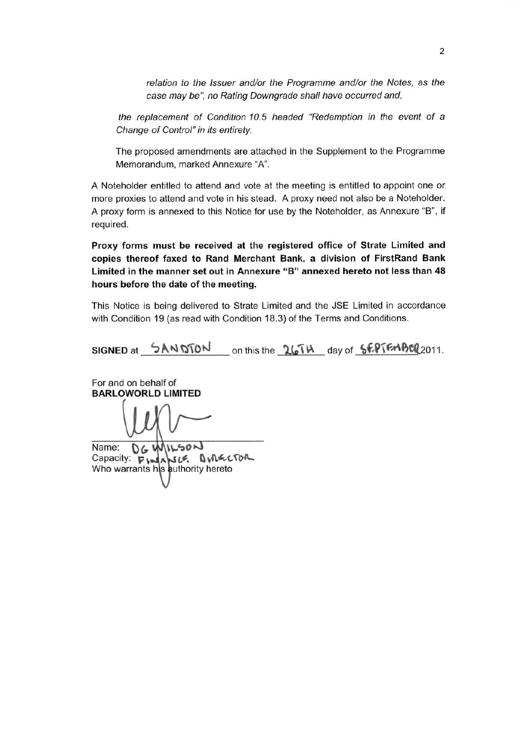*relation to the Issuer and/or the Programme and/or the Notes, as the case may be", no Rating Downgrade shall have occurred and,*

*the replacement of Condition 10.5 headed "Redemption in the event of a Change of Control" in its entirety.*

The proposed amendments are attached in the Supplement to the Programme Memorandum, marked Annexure "A".

A Noteholder entitled to attend and vote at the meeting is entitled to appoint one or more proxies to attend and vote in his stead. A proxy need not also be a Noteholder. A proxy form is annexed to this Notice for use by the Noteholder, as Annexure "B", if required.

**Proxy forms must be received at the registered office of Strate Limited and copies thereof faxed to Rand Merchant Bank, a division of FirstRand Bank Limited in the manner set out in Annexure "B" annexed hereto not less than 48 hours before the date of the meeting.**

This Notice is being delivered to Strate Limited and the JSE Limited in accordance with Condition 19 (as read with Condition 18.3) of the Terms and Conditions.

**SIGNED** at SANDTON on this the 26TH day of SEPTEMBER 2011.

For and on behalf of
**BARLOWORLD LIMITED**

Name: DG WILSON
Capacity: FINANCE DIRECTOR
Who warrants his authority hereto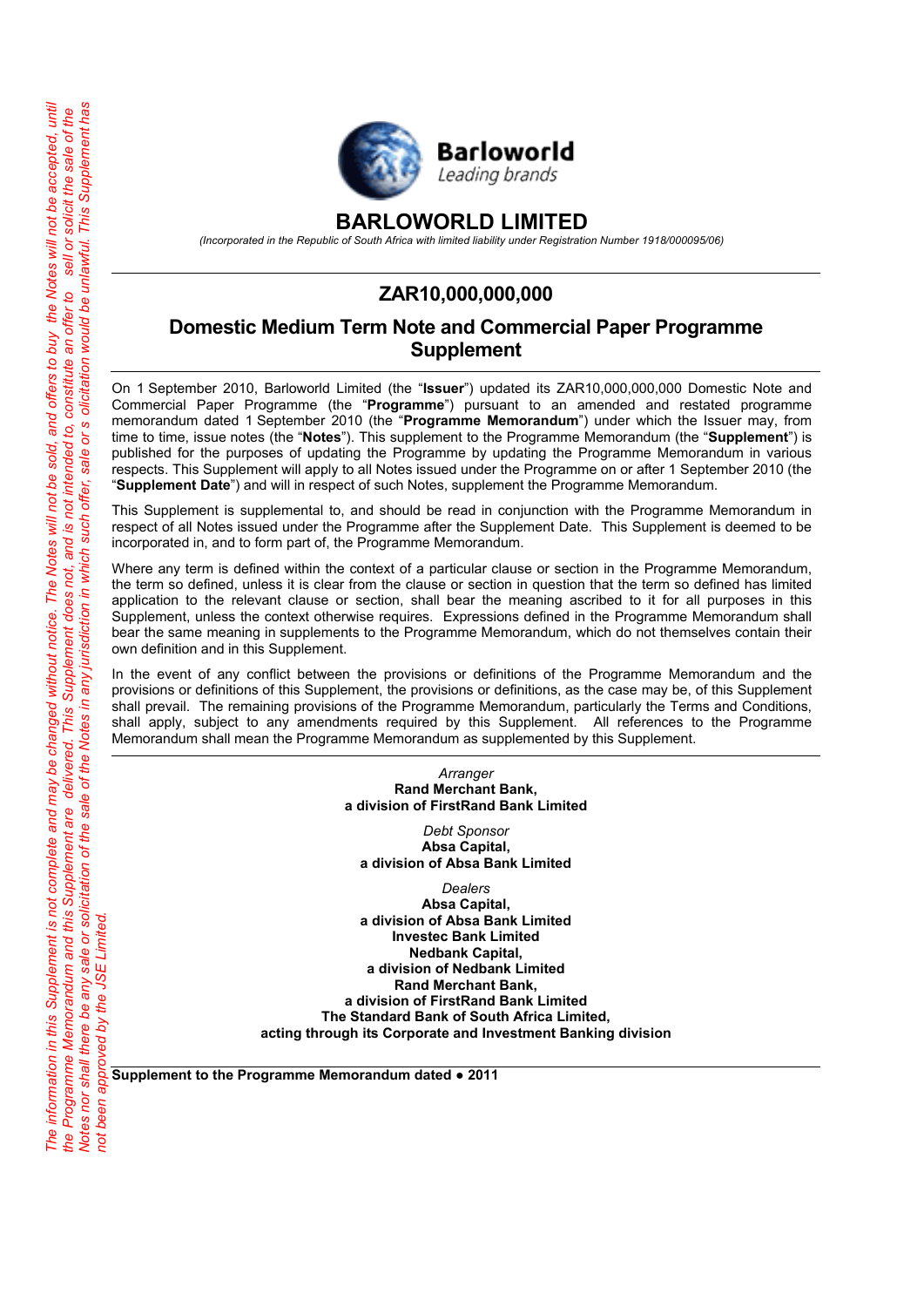*The information in this Supplement is not complete and may be changed without notice. The Notes will not be sold, and offers to buy the Notes will not be accepted, until the Programme Memorandum and this Supplement are delivered. This Supplement does not, and is not intended to, constitute an offer to sell or solicit the sale of the Notes nor shall there be any sale or solicitation of the sale of the Notes in any jurisdiction in which such offer, sale or solicitation would be unlawful. This Supplement has not been approved by the JSE Limited.*

Barloworld
*Leading brands*

# BARLOWORLD LIMITED

*(Incorporated in the Republic of South Africa with limited liability under Registration Number 1918/000095/06)*

## ZAR10,000,000,000

## Domestic Medium Term Note and Commercial Paper Programme Supplement

On 1 September 2010, Barloworld Limited (the "**Issuer**") updated its ZAR10,000,000,000 Domestic Note and Commercial Paper Programme (the "**Programme**") pursuant to an amended and restated programme memorandum dated 1 September 2010 (the "**Programme Memorandum**") under which the Issuer may, from time to time, issue notes (the "**Notes**"). This supplement to the Programme Memorandum (the "**Supplement**") is published for the purposes of updating the Programme by updating the Programme Memorandum in various respects. This Supplement will apply to all Notes issued under the Programme on or after 1 September 2010 (the "**Supplement Date**") and will in respect of such Notes, supplement the Programme Memorandum.

This Supplement is supplemental to, and should be read in conjunction with the Programme Memorandum in respect of all Notes issued under the Programme after the Supplement Date. This Supplement is deemed to be incorporated in, and to form part of, the Programme Memorandum.

Where any term is defined within the context of a particular clause or section in the Programme Memorandum, the term so defined, unless it is clear from the clause or section in question that the term so defined has limited application to the relevant clause or section, shall bear the meaning ascribed to it for all purposes in this Supplement, unless the context otherwise requires. Expressions defined in the Programme Memorandum shall bear the same meaning in supplements to the Programme Memorandum, which do not themselves contain their own definition and in this Supplement.

In the event of any conflict between the provisions or definitions of the Programme Memorandum and the provisions or definitions of this Supplement, the provisions or definitions, as the case may be, of this Supplement shall prevail. The remaining provisions of the Programme Memorandum, particularly the Terms and Conditions, shall apply, subject to any amendments required by this Supplement. All references to the Programme Memorandum shall mean the Programme Memorandum as supplemented by this Supplement.

*Arranger*
**Rand Merchant Bank,**
**a division of FirstRand Bank Limited**

*Debt Sponsor*
**Absa Capital,**
**a division of Absa Bank Limited**

*Dealers*
**Absa Capital,**
**a division of Absa Bank Limited**
**Investec Bank Limited**
**Nedbank Capital,**
**a division of Nedbank Limited**
**Rand Merchant Bank,**
**a division of FirstRand Bank Limited**
**The Standard Bank of South Africa Limited,**
**acting through its Corporate and Investment Banking division**

**Supplement to the Programme Memorandum dated ● 2011**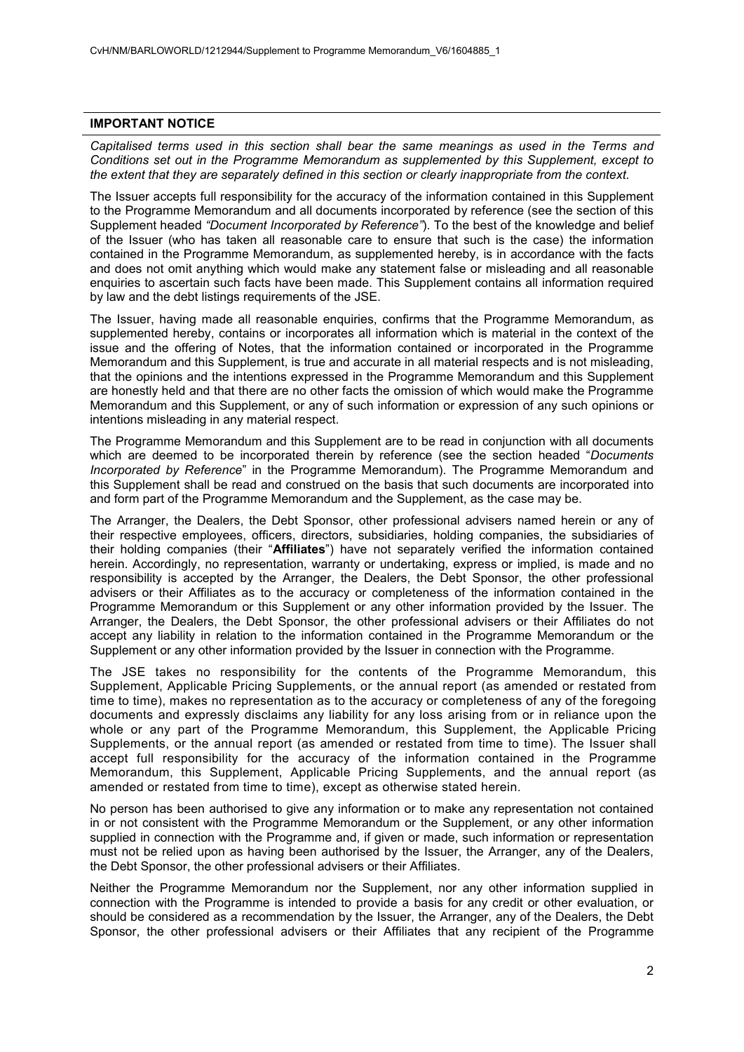## IMPORTANT NOTICE

*Capitalised terms used in this section shall bear the same meanings as used in the Terms and Conditions set out in the Programme Memorandum as supplemented by this Supplement, except to the extent that they are separately defined in this section or clearly inappropriate from the context.*

The Issuer accepts full responsibility for the accuracy of the information contained in this Supplement to the Programme Memorandum and all documents incorporated by reference (see the section of this Supplement headed *"Document Incorporated by Reference"*). To the best of the knowledge and belief of the Issuer (who has taken all reasonable care to ensure that such is the case) the information contained in the Programme Memorandum, as supplemented hereby, is in accordance with the facts and does not omit anything which would make any statement false or misleading and all reasonable enquiries to ascertain such facts have been made. This Supplement contains all information required by law and the debt listings requirements of the JSE.

The Issuer, having made all reasonable enquiries, confirms that the Programme Memorandum, as supplemented hereby, contains or incorporates all information which is material in the context of the issue and the offering of Notes, that the information contained or incorporated in the Programme Memorandum and this Supplement, is true and accurate in all material respects and is not misleading, that the opinions and the intentions expressed in the Programme Memorandum and this Supplement are honestly held and that there are no other facts the omission of which would make the Programme Memorandum and this Supplement, or any of such information or expression of any such opinions or intentions misleading in any material respect.

The Programme Memorandum and this Supplement are to be read in conjunction with all documents which are deemed to be incorporated therein by reference (see the section headed "*Documents Incorporated by Reference*" in the Programme Memorandum). The Programme Memorandum and this Supplement shall be read and construed on the basis that such documents are incorporated into and form part of the Programme Memorandum and the Supplement, as the case may be.

The Arranger, the Dealers, the Debt Sponsor, other professional advisers named herein or any of their respective employees, officers, directors, subsidiaries, holding companies, the subsidiaries of their holding companies (their "**Affiliates**") have not separately verified the information contained herein. Accordingly, no representation, warranty or undertaking, express or implied, is made and no responsibility is accepted by the Arranger, the Dealers, the Debt Sponsor, the other professional advisers or their Affiliates as to the accuracy or completeness of the information contained in the Programme Memorandum or this Supplement or any other information provided by the Issuer. The Arranger, the Dealers, the Debt Sponsor, the other professional advisers or their Affiliates do not accept any liability in relation to the information contained in the Programme Memorandum or the Supplement or any other information provided by the Issuer in connection with the Programme.

The JSE takes no responsibility for the contents of the Programme Memorandum, this Supplement, Applicable Pricing Supplements, or the annual report (as amended or restated from time to time), makes no representation as to the accuracy or completeness of any of the foregoing documents and expressly disclaims any liability for any loss arising from or in reliance upon the whole or any part of the Programme Memorandum, this Supplement, the Applicable Pricing Supplements, or the annual report (as amended or restated from time to time). The Issuer shall accept full responsibility for the accuracy of the information contained in the Programme Memorandum, this Supplement, Applicable Pricing Supplements, and the annual report (as amended or restated from time to time), except as otherwise stated herein.

No person has been authorised to give any information or to make any representation not contained in or not consistent with the Programme Memorandum or the Supplement, or any other information supplied in connection with the Programme and, if given or made, such information or representation must not be relied upon as having been authorised by the Issuer, the Arranger, any of the Dealers, the Debt Sponsor, the other professional advisers or their Affiliates.

Neither the Programme Memorandum nor the Supplement, nor any other information supplied in connection with the Programme is intended to provide a basis for any credit or other evaluation, or should be considered as a recommendation by the Issuer, the Arranger, any of the Dealers, the Debt Sponsor, the other professional advisers or their Affiliates that any recipient of the Programme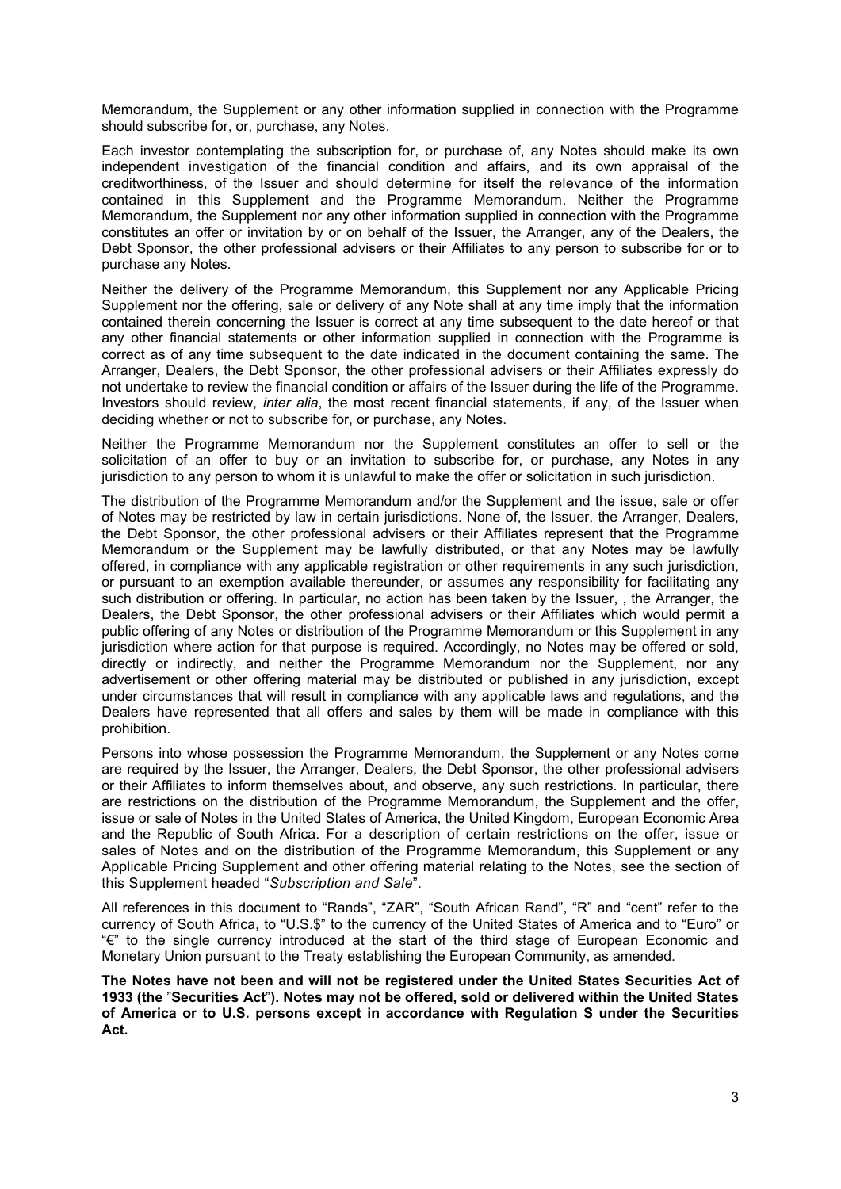Memorandum, the Supplement or any other information supplied in connection with the Programme should subscribe for, or, purchase, any Notes.

Each investor contemplating the subscription for, or purchase of, any Notes should make its own independent investigation of the financial condition and affairs, and its own appraisal of the creditworthiness, of the Issuer and should determine for itself the relevance of the information contained in this Supplement and the Programme Memorandum. Neither the Programme Memorandum, the Supplement nor any other information supplied in connection with the Programme constitutes an offer or invitation by or on behalf of the Issuer, the Arranger, any of the Dealers, the Debt Sponsor, the other professional advisers or their Affiliates to any person to subscribe for or to purchase any Notes.

Neither the delivery of the Programme Memorandum, this Supplement nor any Applicable Pricing Supplement nor the offering, sale or delivery of any Note shall at any time imply that the information contained therein concerning the Issuer is correct at any time subsequent to the date hereof or that any other financial statements or other information supplied in connection with the Programme is correct as of any time subsequent to the date indicated in the document containing the same. The Arranger, Dealers, the Debt Sponsor, the other professional advisers or their Affiliates expressly do not undertake to review the financial condition or affairs of the Issuer during the life of the Programme. Investors should review, *inter alia*, the most recent financial statements, if any, of the Issuer when deciding whether or not to subscribe for, or purchase, any Notes.

Neither the Programme Memorandum nor the Supplement constitutes an offer to sell or the solicitation of an offer to buy or an invitation to subscribe for, or purchase, any Notes in any jurisdiction to any person to whom it is unlawful to make the offer or solicitation in such jurisdiction.

The distribution of the Programme Memorandum and/or the Supplement and the issue, sale or offer of Notes may be restricted by law in certain jurisdictions. None of, the Issuer, the Arranger, Dealers, the Debt Sponsor, the other professional advisers or their Affiliates represent that the Programme Memorandum or the Supplement may be lawfully distributed, or that any Notes may be lawfully offered, in compliance with any applicable registration or other requirements in any such jurisdiction, or pursuant to an exemption available thereunder, or assumes any responsibility for facilitating any such distribution or offering. In particular, no action has been taken by the Issuer, , the Arranger, the Dealers, the Debt Sponsor, the other professional advisers or their Affiliates which would permit a public offering of any Notes or distribution of the Programme Memorandum or this Supplement in any jurisdiction where action for that purpose is required. Accordingly, no Notes may be offered or sold, directly or indirectly, and neither the Programme Memorandum nor the Supplement, nor any advertisement or other offering material may be distributed or published in any jurisdiction, except under circumstances that will result in compliance with any applicable laws and regulations, and the Dealers have represented that all offers and sales by them will be made in compliance with this prohibition.

Persons into whose possession the Programme Memorandum, the Supplement or any Notes come are required by the Issuer, the Arranger, Dealers, the Debt Sponsor, the other professional advisers or their Affiliates to inform themselves about, and observe, any such restrictions. In particular, there are restrictions on the distribution of the Programme Memorandum, the Supplement and the offer, issue or sale of Notes in the United States of America, the United Kingdom, European Economic Area and the Republic of South Africa. For a description of certain restrictions on the offer, issue or sales of Notes and on the distribution of the Programme Memorandum, this Supplement or any Applicable Pricing Supplement and other offering material relating to the Notes, see the section of this Supplement headed "*Subscription and Sale*".

All references in this document to "Rands", "ZAR", "South African Rand", "R" and "cent" refer to the currency of South Africa, to "U.S.$" to the currency of the United States of America and to "Euro" or "€" to the single currency introduced at the start of the third stage of European Economic and Monetary Union pursuant to the Treaty establishing the European Community, as amended.

**The Notes have not been and will not be registered under the United States Securities Act of 1933 (the "Securities Act"). Notes may not be offered, sold or delivered within the United States of America or to U.S. persons except in accordance with Regulation S under the Securities Act.**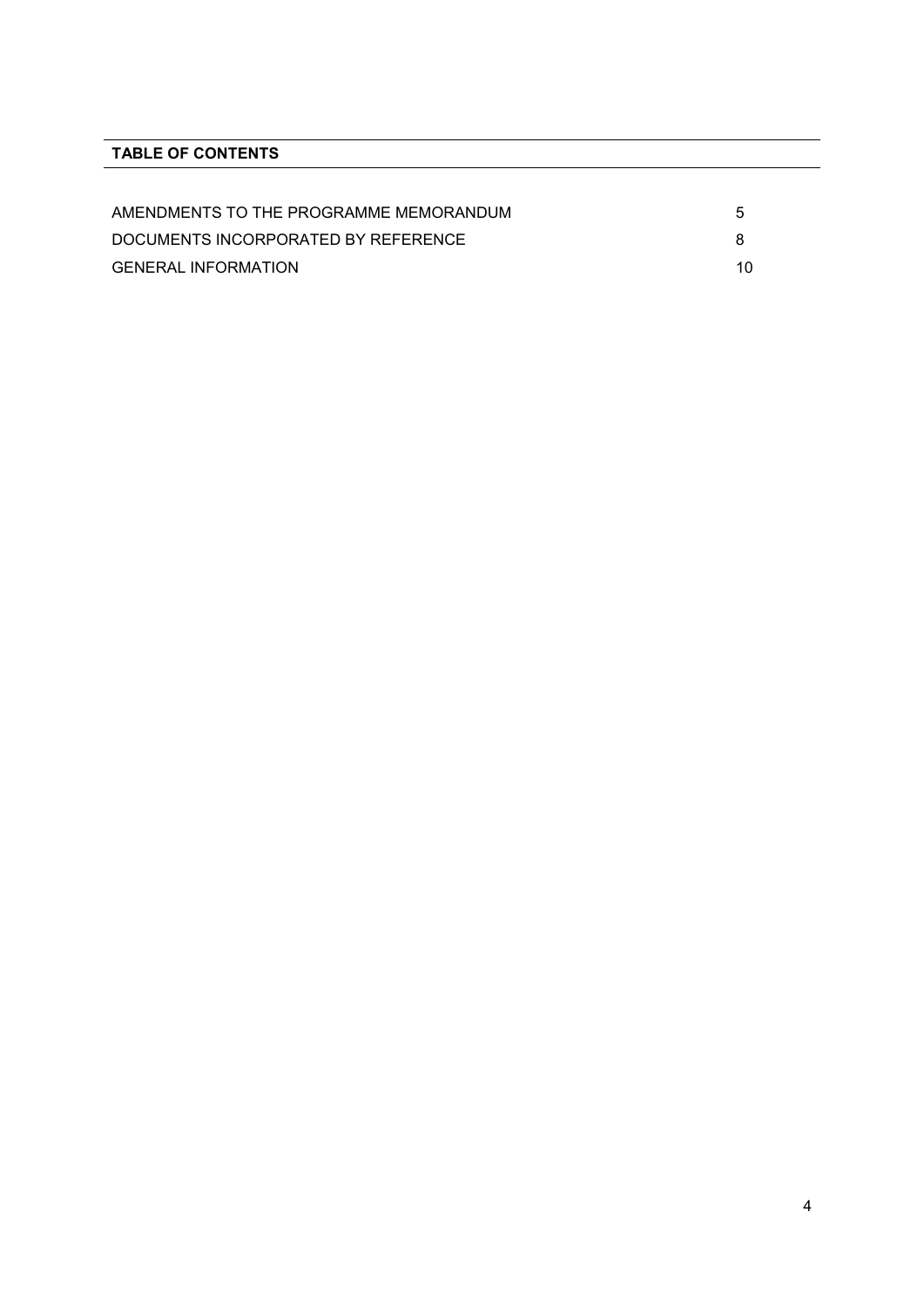**TABLE OF CONTENTS**

| | |
|---|---|
| AMENDMENTS TO THE PROGRAMME MEMORANDUM | 5 |
| DOCUMENTS INCORPORATED BY REFERENCE | 8 |
| GENERAL INFORMATION | 10 |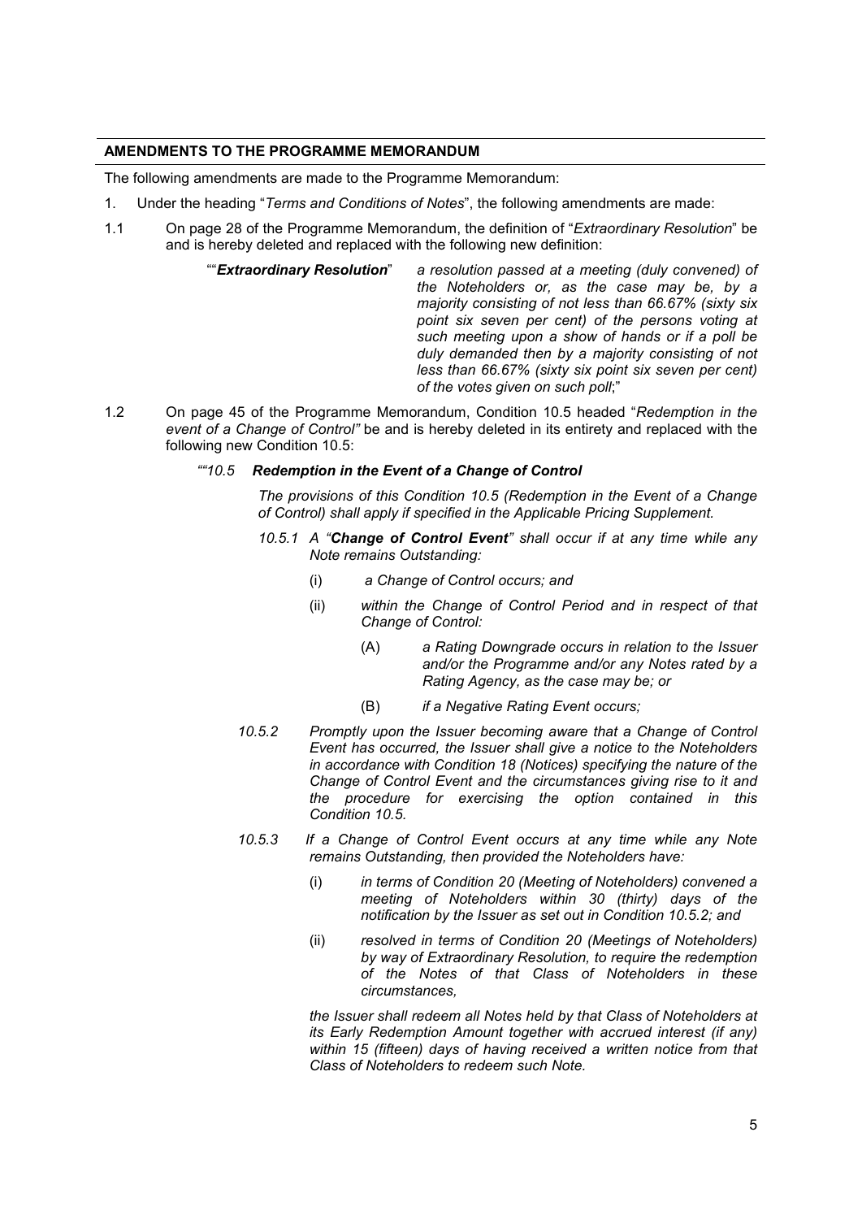## AMENDMENTS TO THE PROGRAMME MEMORANDUM

The following amendments are made to the Programme Memorandum:

1. Under the heading "*Terms and Conditions of Notes*", the following amendments are made:

1.1 On page 28 of the Programme Memorandum, the definition of "*Extraordinary Resolution*" be and is hereby deleted and replaced with the following new definition:

> ""***Extraordinary Resolution***" *a resolution passed at a meeting (duly convened) of the Noteholders or, as the case may be, by a majority consisting of not less than 66.67% (sixty six point six seven per cent) of the persons voting at such meeting upon a show of hands or if a poll be duly demanded then by a majority consisting of not less than 66.67% (sixty six point six seven per cent) of the votes given on such poll*;"

1.2 On page 45 of the Programme Memorandum, Condition 10.5 headed "*Redemption in the event of a Change of Control"* be and is hereby deleted in its entirety and replaced with the following new Condition 10.5:

> *""10.5* ***Redemption in the Event of a Change of Control***
>
> *The provisions of this Condition 10.5 (Redemption in the Event of a Change of Control) shall apply if specified in the Applicable Pricing Supplement.*
>
> *10.5.1 A "**Change of Control Event**" shall occur if at any time while any Note remains Outstanding:*
>
> *(i) a Change of Control occurs; and*
>
> *(ii) within the Change of Control Period and in respect of that Change of Control:*
>
> *(A) a Rating Downgrade occurs in relation to the Issuer and/or the Programme and/or any Notes rated by a Rating Agency, as the case may be; or*
>
> *(B) if a Negative Rating Event occurs;*
>
> *10.5.2 Promptly upon the Issuer becoming aware that a Change of Control Event has occurred, the Issuer shall give a notice to the Noteholders in accordance with Condition 18 (Notices) specifying the nature of the Change of Control Event and the circumstances giving rise to it and the procedure for exercising the option contained in this Condition 10.5.*
>
> *10.5.3 If a Change of Control Event occurs at any time while any Note remains Outstanding, then provided the Noteholders have:*
>
> *(i) in terms of Condition 20 (Meeting of Noteholders) convened a meeting of Noteholders within 30 (thirty) days of the notification by the Issuer as set out in Condition 10.5.2; and*
>
> *(ii) resolved in terms of Condition 20 (Meetings of Noteholders) by way of Extraordinary Resolution, to require the redemption of the Notes of that Class of Noteholders in these circumstances,*
>
> *the Issuer shall redeem all Notes held by that Class of Noteholders at its Early Redemption Amount together with accrued interest (if any) within 15 (fifteen) days of having received a written notice from that Class of Noteholders to redeem such Note.*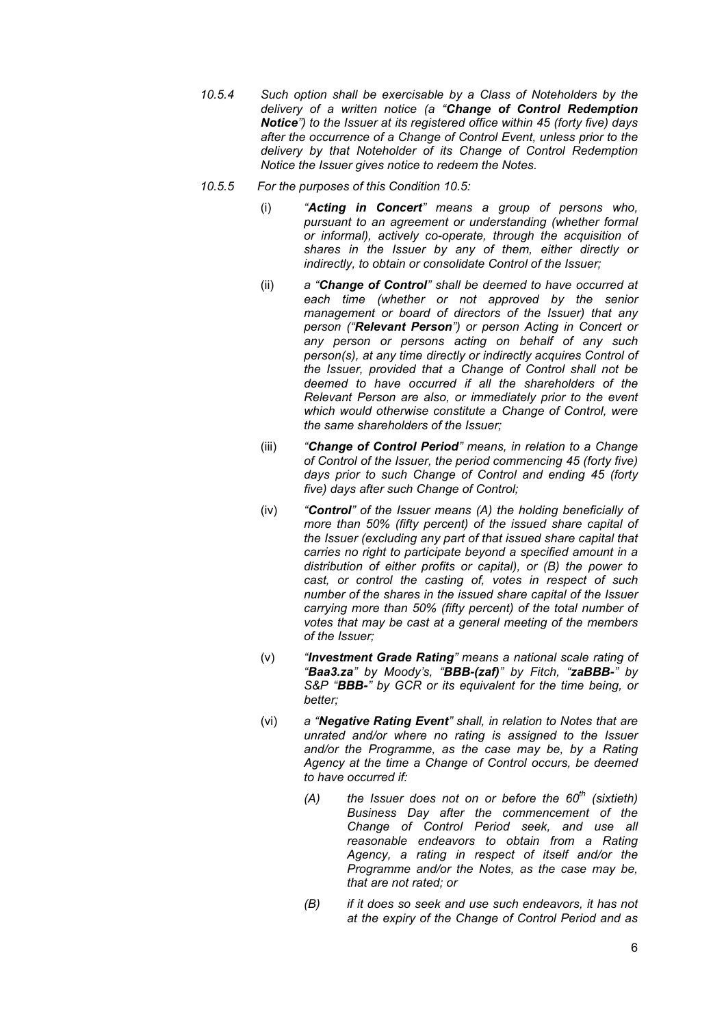*10.5.4 Such option shall be exercisable by a Class of Noteholders by the delivery of a written notice (a "**Change of Control Redemption Notice**") to the Issuer at its registered office within 45 (forty five) days after the occurrence of a Change of Control Event, unless prior to the delivery by that Noteholder of its Change of Control Redemption Notice the Issuer gives notice to redeem the Notes.*

*10.5.5 For the purposes of this Condition 10.5:*

(i) *"**Acting in Concert**" means a group of persons who, pursuant to an agreement or understanding (whether formal or informal), actively co-operate, through the acquisition of shares in the Issuer by any of them, either directly or indirectly, to obtain or consolidate Control of the Issuer;*

(ii) *a "**Change of Control**" shall be deemed to have occurred at each time (whether or not approved by the senior management or board of directors of the Issuer) that any person ("**Relevant Person**") or person Acting in Concert or any person or persons acting on behalf of any such person(s), at any time directly or indirectly acquires Control of the Issuer, provided that a Change of Control shall not be deemed to have occurred if all the shareholders of the Relevant Person are also, or immediately prior to the event which would otherwise constitute a Change of Control, were the same shareholders of the Issuer;*

(iii) *"**Change of Control Period**" means, in relation to a Change of Control of the Issuer, the period commencing 45 (forty five) days prior to such Change of Control and ending 45 (forty five) days after such Change of Control;*

(iv) *"**Control**" of the Issuer means (A) the holding beneficially of more than 50% (fifty percent) of the issued share capital of the Issuer (excluding any part of that issued share capital that carries no right to participate beyond a specified amount in a distribution of either profits or capital), or (B) the power to cast, or control the casting of, votes in respect of such number of the shares in the issued share capital of the Issuer carrying more than 50% (fifty percent) of the total number of votes that may be cast at a general meeting of the members of the Issuer;*

(v) *"**Investment Grade Rating**" means a national scale rating of "**Baa3.za**" by Moody's, "**BBB-(zaf)**" by Fitch, "**zaBBB-**" by S&P "**BBB-**" by GCR or its equivalent for the time being, or better;*

(vi) *a "**Negative Rating Event**" shall, in relation to Notes that are unrated and/or where no rating is assigned to the Issuer and/or the Programme, as the case may be, by a Rating Agency at the time a Change of Control occurs, be deemed to have occurred if:*

*(A) the Issuer does not on or before the 60th (sixtieth) Business Day after the commencement of the Change of Control Period seek, and use all reasonable endeavors to obtain from a Rating Agency, a rating in respect of itself and/or the Programme and/or the Notes, as the case may be, that are not rated; or*

*(B) if it does so seek and use such endeavors, it has not at the expiry of the Change of Control Period and as*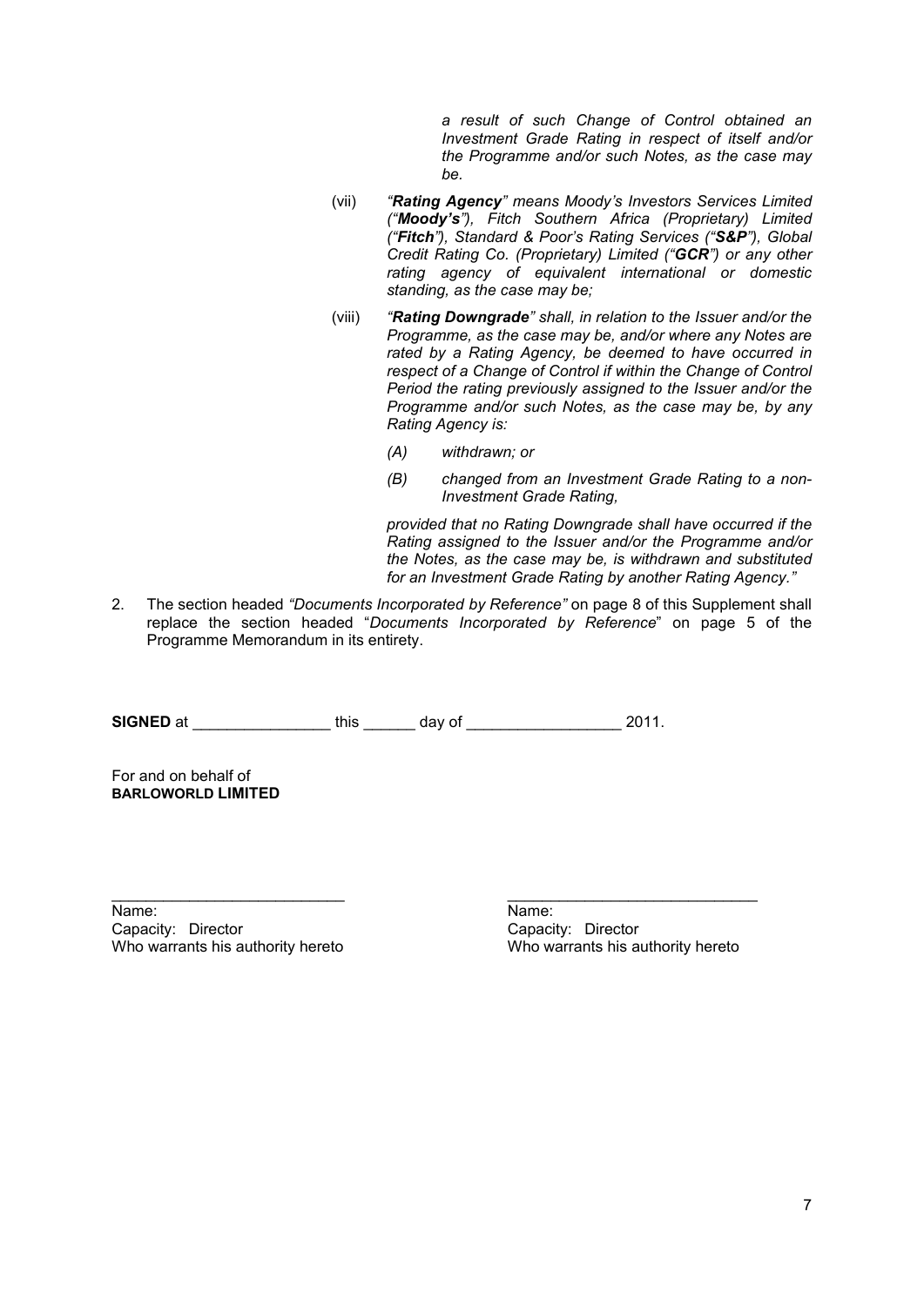*a result of such Change of Control obtained an Investment Grade Rating in respect of itself and/or the Programme and/or such Notes, as the case may be.*

(vii) *"**Rating Agency**" means Moody's Investors Services Limited ("**Moody's**"), Fitch Southern Africa (Proprietary) Limited ("**Fitch**"), Standard & Poor's Rating Services ("**S&P**"), Global Credit Rating Co. (Proprietary) Limited ("**GCR**") or any other rating agency of equivalent international or domestic standing, as the case may be;*

(viii) *"**Rating Downgrade**" shall, in relation to the Issuer and/or the Programme, as the case may be, and/or where any Notes are rated by a Rating Agency, be deemed to have occurred in respect of a Change of Control if within the Change of Control Period the rating previously assigned to the Issuer and/or the Programme and/or such Notes, as the case may be, by any Rating Agency is:*

*(A) withdrawn; or*

*(B) changed from an Investment Grade Rating to a non-Investment Grade Rating,*

*provided that no Rating Downgrade shall have occurred if the Rating assigned to the Issuer and/or the Programme and/or the Notes, as the case may be, is withdrawn and substituted for an Investment Grade Rating by another Rating Agency."*

2. The section headed *"Documents Incorporated by Reference"* on page 8 of this Supplement shall replace the section headed "*Documents Incorporated by Reference*" on page 5 of the Programme Memorandum in its entirety.

**SIGNED** at ________________ this ______ day of __________________ 2011.

For and on behalf of
**BARLOWORLD LIMITED**

| ___________________________ | _____________________________ |
|---|---|
| Name: | Name: |
| Capacity: Director | Capacity: Director |
| Who warrants his authority hereto | Who warrants his authority hereto |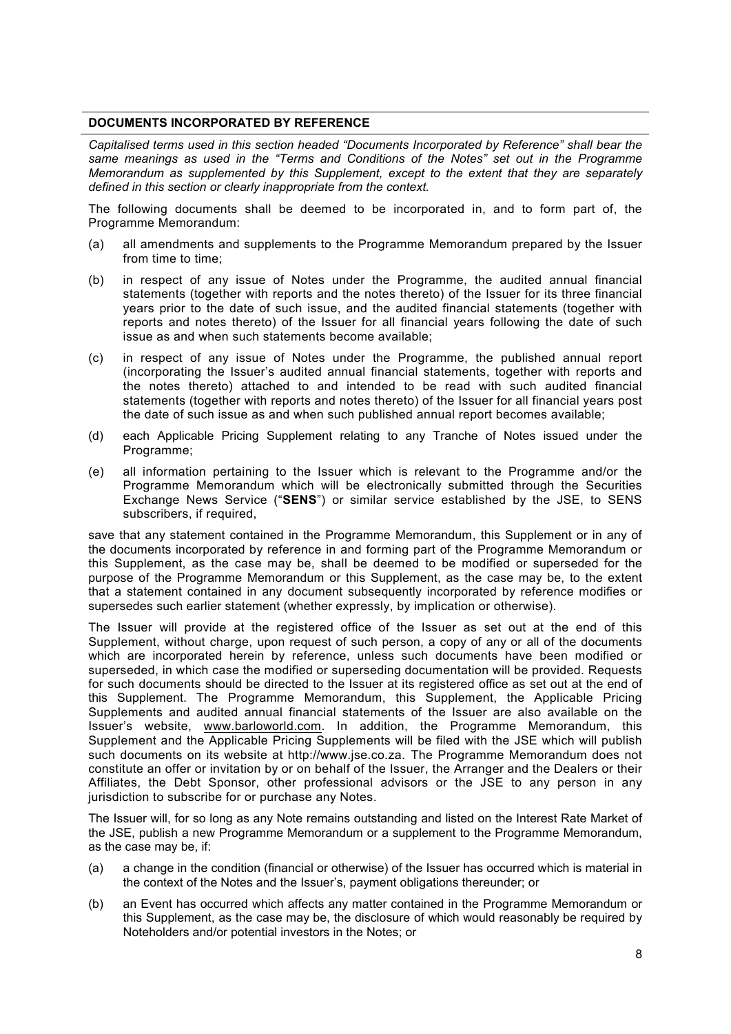## DOCUMENTS INCORPORATED BY REFERENCE

*Capitalised terms used in this section headed "Documents Incorporated by Reference" shall bear the same meanings as used in the "Terms and Conditions of the Notes" set out in the Programme Memorandum as supplemented by this Supplement, except to the extent that they are separately defined in this section or clearly inappropriate from the context.*

The following documents shall be deemed to be incorporated in, and to form part of, the Programme Memorandum:

(a) all amendments and supplements to the Programme Memorandum prepared by the Issuer from time to time;

(b) in respect of any issue of Notes under the Programme, the audited annual financial statements (together with reports and the notes thereto) of the Issuer for its three financial years prior to the date of such issue, and the audited financial statements (together with reports and notes thereto) of the Issuer for all financial years following the date of such issue as and when such statements become available;

(c) in respect of any issue of Notes under the Programme, the published annual report (incorporating the Issuer's audited annual financial statements, together with reports and the notes thereto) attached to and intended to be read with such audited financial statements (together with reports and notes thereto) of the Issuer for all financial years post the date of such issue as and when such published annual report becomes available;

(d) each Applicable Pricing Supplement relating to any Tranche of Notes issued under the Programme;

(e) all information pertaining to the Issuer which is relevant to the Programme and/or the Programme Memorandum which will be electronically submitted through the Securities Exchange News Service ("**SENS**") or similar service established by the JSE, to SENS subscribers, if required,

save that any statement contained in the Programme Memorandum, this Supplement or in any of the documents incorporated by reference in and forming part of the Programme Memorandum or this Supplement, as the case may be, shall be deemed to be modified or superseded for the purpose of the Programme Memorandum or this Supplement, as the case may be, to the extent that a statement contained in any document subsequently incorporated by reference modifies or supersedes such earlier statement (whether expressly, by implication or otherwise).

The Issuer will provide at the registered office of the Issuer as set out at the end of this Supplement, without charge, upon request of such person, a copy of any or all of the documents which are incorporated herein by reference, unless such documents have been modified or superseded, in which case the modified or superseding documentation will be provided. Requests for such documents should be directed to the Issuer at its registered office as set out at the end of this Supplement. The Programme Memorandum, this Supplement, the Applicable Pricing Supplements and audited annual financial statements of the Issuer are also available on the Issuer's website, www.barloworld.com. In addition, the Programme Memorandum, this Supplement and the Applicable Pricing Supplements will be filed with the JSE which will publish such documents on its website at http://www.jse.co.za. The Programme Memorandum does not constitute an offer or invitation by or on behalf of the Issuer, the Arranger and the Dealers or their Affiliates, the Debt Sponsor, other professional advisors or the JSE to any person in any jurisdiction to subscribe for or purchase any Notes.

The Issuer will, for so long as any Note remains outstanding and listed on the Interest Rate Market of the JSE, publish a new Programme Memorandum or a supplement to the Programme Memorandum, as the case may be, if:

(a) a change in the condition (financial or otherwise) of the Issuer has occurred which is material in the context of the Notes and the Issuer's, payment obligations thereunder; or

(b) an Event has occurred which affects any matter contained in the Programme Memorandum or this Supplement, as the case may be, the disclosure of which would reasonably be required by Noteholders and/or potential investors in the Notes; or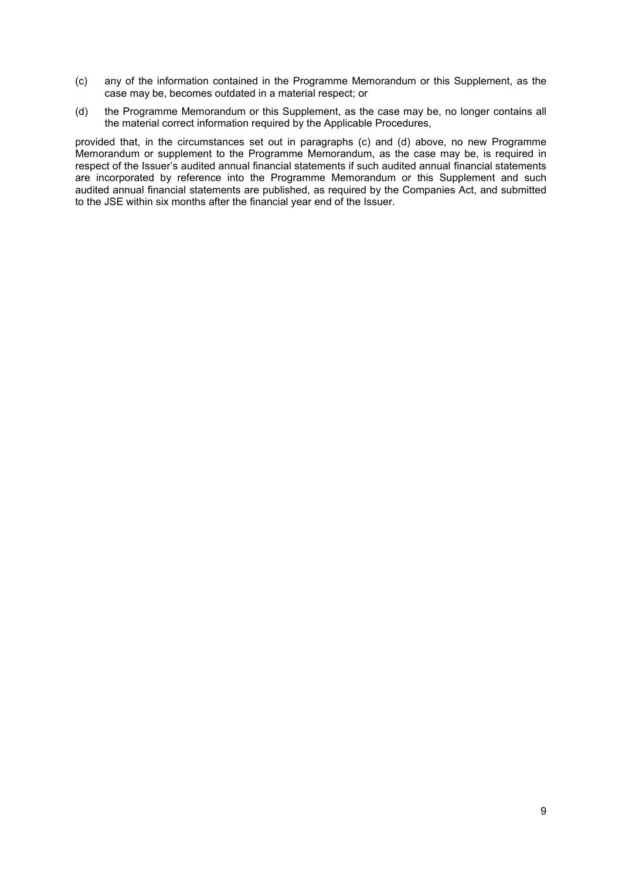(c) any of the information contained in the Programme Memorandum or this Supplement, as the case may be, becomes outdated in a material respect; or

(d) the Programme Memorandum or this Supplement, as the case may be, no longer contains all the material correct information required by the Applicable Procedures,

provided that, in the circumstances set out in paragraphs (c) and (d) above, no new Programme Memorandum or supplement to the Programme Memorandum, as the case may be, is required in respect of the Issuer's audited annual financial statements if such audited annual financial statements are incorporated by reference into the Programme Memorandum or this Supplement and such audited annual financial statements are published, as required by the Companies Act, and submitted to the JSE within six months after the financial year end of the Issuer.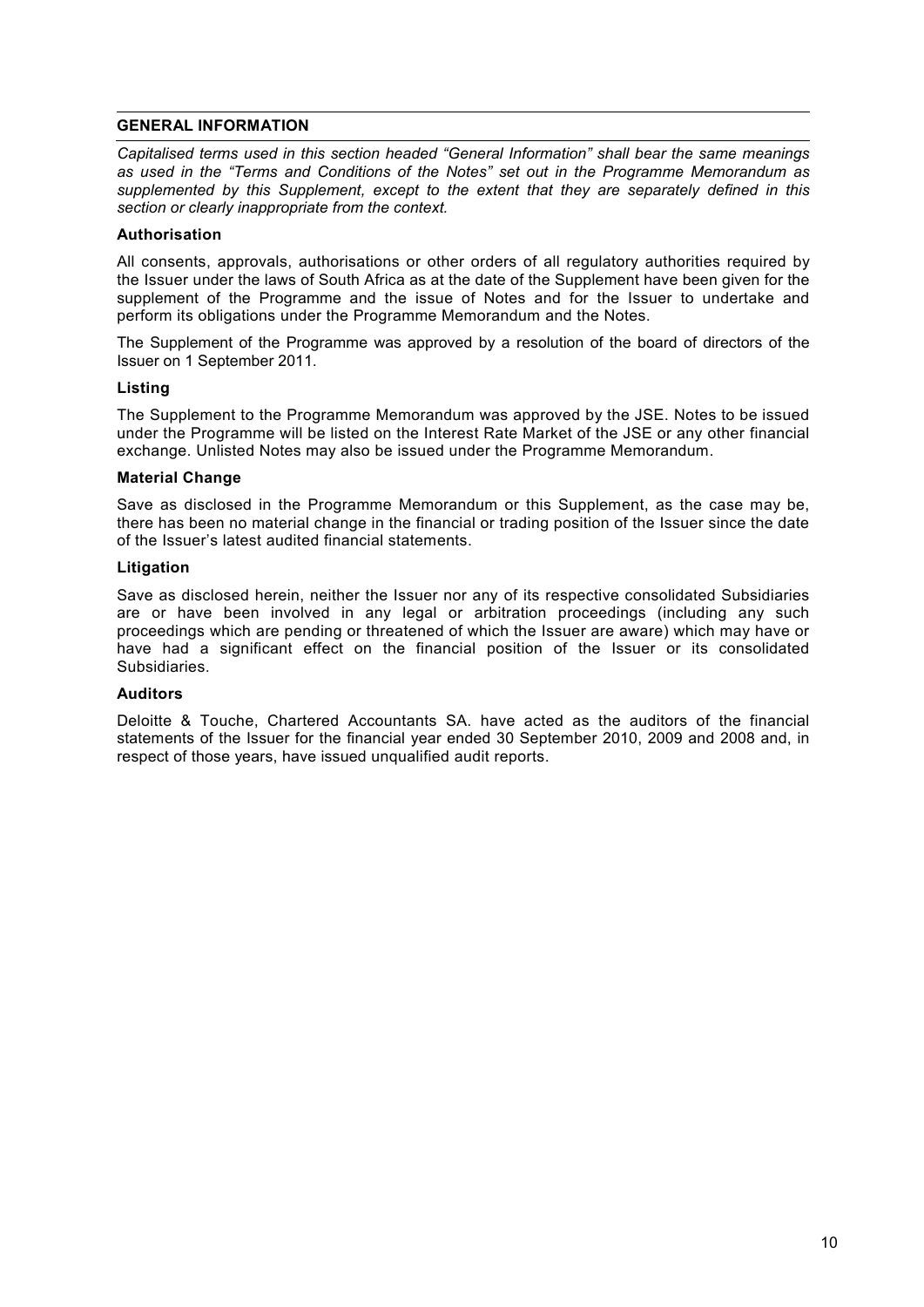## GENERAL INFORMATION

*Capitalised terms used in this section headed "General Information" shall bear the same meanings as used in the "Terms and Conditions of the Notes" set out in the Programme Memorandum as supplemented by this Supplement, except to the extent that they are separately defined in this section or clearly inappropriate from the context.*

### Authorisation

All consents, approvals, authorisations or other orders of all regulatory authorities required by the Issuer under the laws of South Africa as at the date of the Supplement have been given for the supplement of the Programme and the issue of Notes and for the Issuer to undertake and perform its obligations under the Programme Memorandum and the Notes.

The Supplement of the Programme was approved by a resolution of the board of directors of the Issuer on 1 September 2011.

### Listing

The Supplement to the Programme Memorandum was approved by the JSE. Notes to be issued under the Programme will be listed on the Interest Rate Market of the JSE or any other financial exchange. Unlisted Notes may also be issued under the Programme Memorandum.

### Material Change

Save as disclosed in the Programme Memorandum or this Supplement, as the case may be, there has been no material change in the financial or trading position of the Issuer since the date of the Issuer's latest audited financial statements.

### Litigation

Save as disclosed herein, neither the Issuer nor any of its respective consolidated Subsidiaries are or have been involved in any legal or arbitration proceedings (including any such proceedings which are pending or threatened of which the Issuer are aware) which may have or have had a significant effect on the financial position of the Issuer or its consolidated Subsidiaries.

### Auditors

Deloitte & Touche, Chartered Accountants SA. have acted as the auditors of the financial statements of the Issuer for the financial year ended 30 September 2010, 2009 and 2008 and, in respect of those years, have issued unqualified audit reports.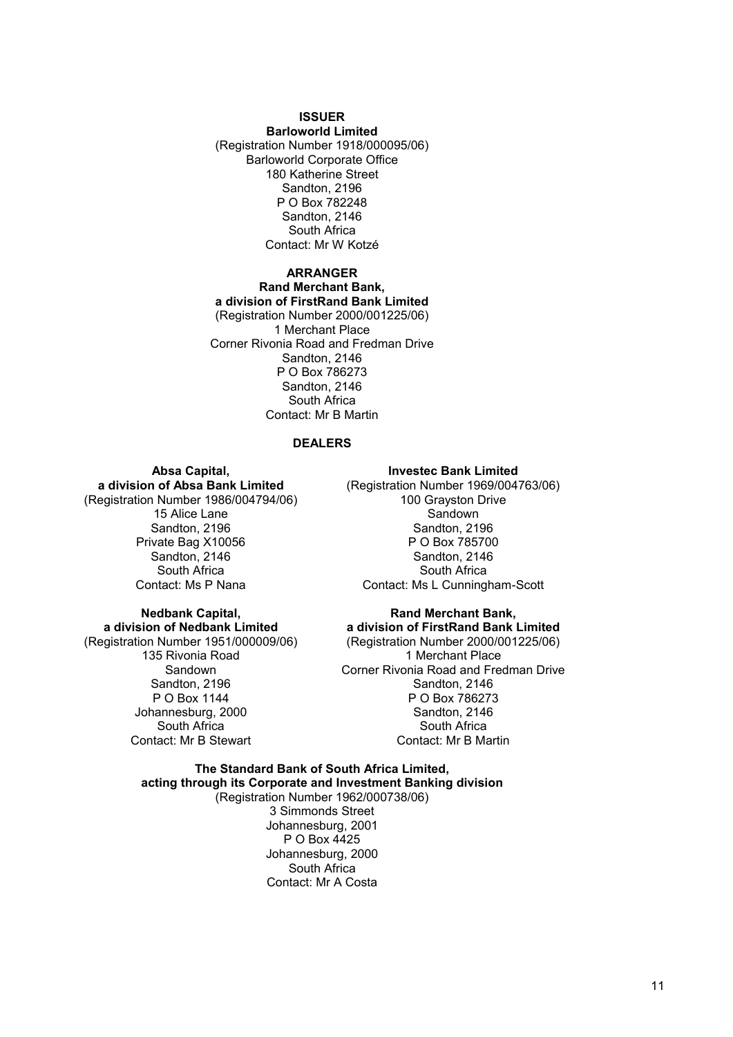**ISSUER**

**Barloworld Limited**
(Registration Number 1918/000095/06)
Barloworld Corporate Office
180 Katherine Street
Sandton, 2196
P O Box 782248
Sandton, 2146
South Africa
Contact: Mr W Kotzé

**ARRANGER**

**Rand Merchant Bank,**
**a division of FirstRand Bank Limited**
(Registration Number 2000/001225/06)
1 Merchant Place
Corner Rivonia Road and Fredman Drive
Sandton, 2146
P O Box 786273
Sandton, 2146
South Africa
Contact: Mr B Martin

**DEALERS**

**Absa Capital,**
**a division of Absa Bank Limited**
(Registration Number 1986/004794/06)
15 Alice Lane
Sandton, 2196
Private Bag X10056
Sandton, 2146
South Africa
Contact: Ms P Nana

**Investec Bank Limited**
(Registration Number 1969/004763/06)
100 Grayston Drive
Sandown
Sandton, 2196
P O Box 785700
Sandton, 2146
South Africa
Contact: Ms L Cunningham-Scott

**Nedbank Capital,**
**a division of Nedbank Limited**
(Registration Number 1951/000009/06)
135 Rivonia Road
Sandown
Sandton, 2196
P O Box 1144
Johannesburg, 2000
South Africa
Contact: Mr B Stewart

**Rand Merchant Bank,**
**a division of FirstRand Bank Limited**
(Registration Number 2000/001225/06)
1 Merchant Place
Corner Rivonia Road and Fredman Drive
Sandton, 2146
P O Box 786273
Sandton, 2146
South Africa
Contact: Mr B Martin

**The Standard Bank of South Africa Limited,**
**acting through its Corporate and Investment Banking division**
(Registration Number 1962/000738/06)
3 Simmonds Street
Johannesburg, 2001
P O Box 4425
Johannesburg, 2000
South Africa
Contact: Mr A Costa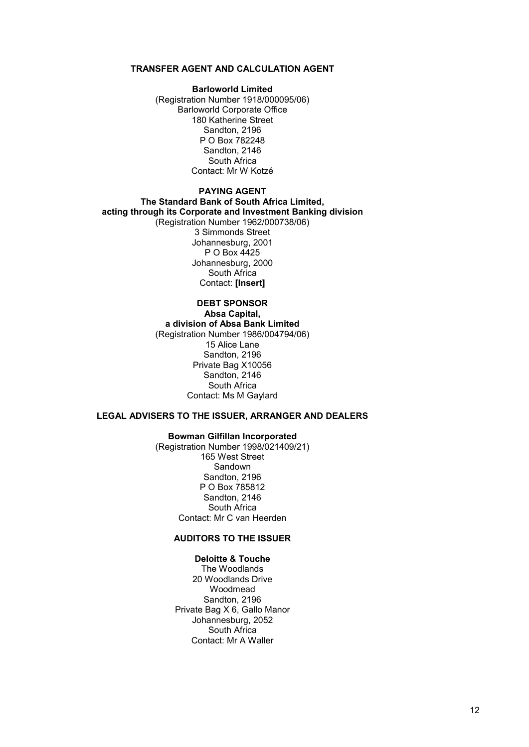**TRANSFER AGENT AND CALCULATION AGENT**

**Barloworld Limited**
(Registration Number 1918/000095/06)
Barloworld Corporate Office
180 Katherine Street
Sandton, 2196
P O Box 782248
Sandton, 2146
South Africa
Contact: Mr W Kotzé

**PAYING AGENT**
**The Standard Bank of South Africa Limited,**
**acting through its Corporate and Investment Banking division**
(Registration Number 1962/000738/06)
3 Simmonds Street
Johannesburg, 2001
P O Box 4425
Johannesburg, 2000
South Africa
Contact: **[Insert]**

**DEBT SPONSOR**
**Absa Capital,**
**a division of Absa Bank Limited**
(Registration Number 1986/004794/06)
15 Alice Lane
Sandton, 2196
Private Bag X10056
Sandton, 2146
South Africa
Contact: Ms M Gaylard

**LEGAL ADVISERS TO THE ISSUER, ARRANGER AND DEALERS**

**Bowman Gilfillan Incorporated**
(Registration Number 1998/021409/21)
165 West Street
Sandown
Sandton, 2196
P O Box 785812
Sandton, 2146
South Africa
Contact: Mr C van Heerden

**AUDITORS TO THE ISSUER**

**Deloitte & Touche**
The Woodlands
20 Woodlands Drive
Woodmead
Sandton, 2196
Private Bag X 6, Gallo Manor
Johannesburg, 2052
South Africa
Contact: Mr A Waller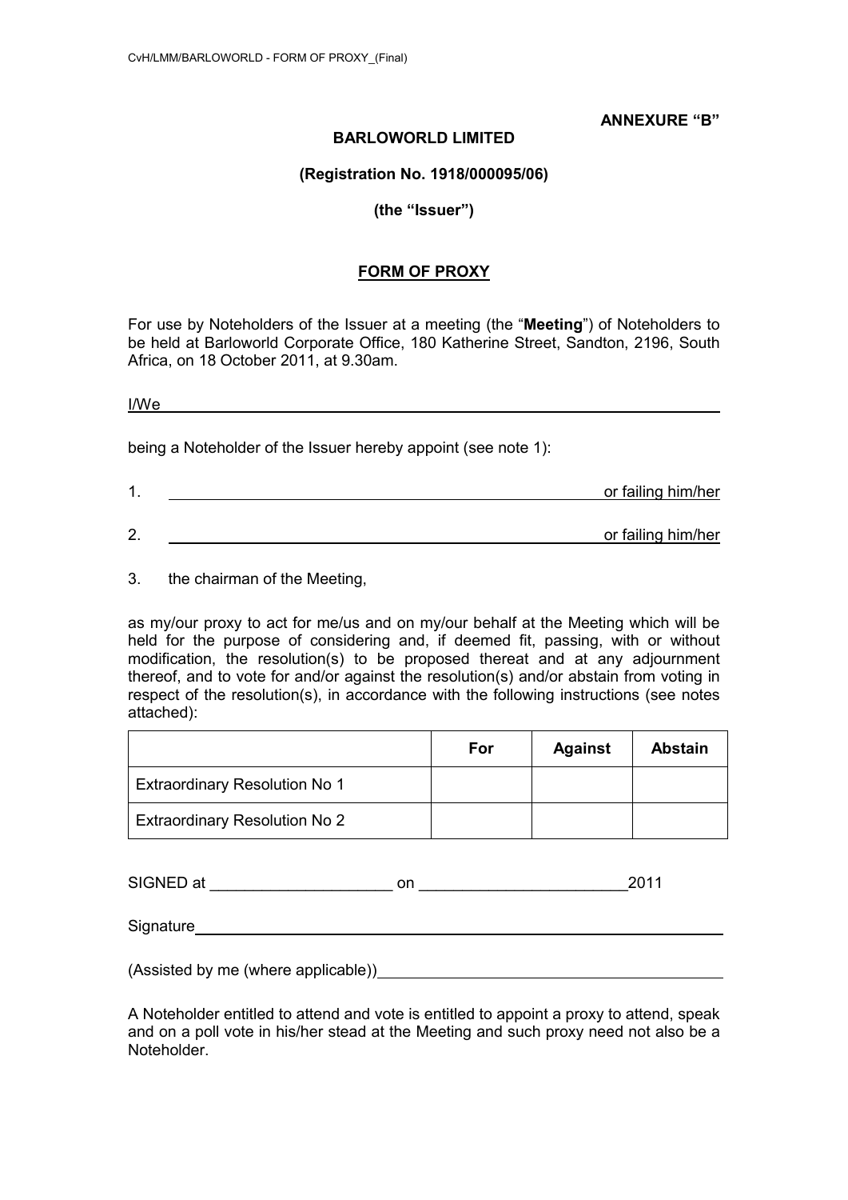**ANNEXURE "B"**

**BARLOWORLD LIMITED**

**(Registration No. 1918/000095/06)**

**(the "Issuer")**

## FORM OF PROXY

For use by Noteholders of the Issuer at a meeting (the "**Meeting**") of Noteholders to be held at Barloworld Corporate Office, 180 Katherine Street, Sandton, 2196, South Africa, on 18 October 2011, at 9.30am.

I/We ________________________________________________________________

being a Noteholder of the Issuer hereby appoint (see note 1):

1. ____________________________________________ or failing him/her

2. ____________________________________________ or failing him/her

3. the chairman of the Meeting,

as my/our proxy to act for me/us and on my/our behalf at the Meeting which will be held for the purpose of considering and, if deemed fit, passing, with or without modification, the resolution(s) to be proposed thereat and at any adjournment thereof, and to vote for and/or against the resolution(s) and/or abstain from voting in respect of the resolution(s), in accordance with the following instructions (see notes attached):

| | For | Against | Abstain |
|---|---|---|---|
| Extraordinary Resolution No 1 | | | |
| Extraordinary Resolution No 2 | | | |

SIGNED at ____________________ on _______________________2011

Signature ________________________________________________________

(Assisted by me (where applicable)) ______________________________________

A Noteholder entitled to attend and vote is entitled to appoint a proxy to attend, speak and on a poll vote in his/her stead at the Meeting and such proxy need not also be a Noteholder.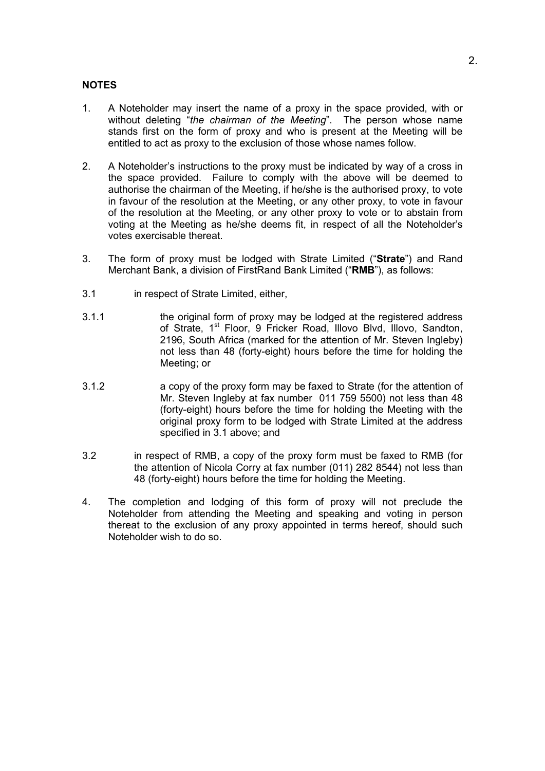**NOTES**

1. A Noteholder may insert the name of a proxy in the space provided, with or without deleting "*the chairman of the Meeting*". The person whose name stands first on the form of proxy and who is present at the Meeting will be entitled to act as proxy to the exclusion of those whose names follow.

2. A Noteholder's instructions to the proxy must be indicated by way of a cross in the space provided. Failure to comply with the above will be deemed to authorise the chairman of the Meeting, if he/she is the authorised proxy, to vote in favour of the resolution at the Meeting, or any other proxy, to vote in favour of the resolution at the Meeting, or any other proxy to vote or to abstain from voting at the Meeting as he/she deems fit, in respect of all the Noteholder's votes exercisable thereat.

3. The form of proxy must be lodged with Strate Limited ("**Strate**") and Rand Merchant Bank, a division of FirstRand Bank Limited ("**RMB**"), as follows:

3.1 in respect of Strate Limited, either,

3.1.1 the original form of proxy may be lodged at the registered address of Strate, 1st Floor, 9 Fricker Road, Illovo Blvd, Illovo, Sandton, 2196, South Africa (marked for the attention of Mr. Steven Ingleby) not less than 48 (forty-eight) hours before the time for holding the Meeting; or

3.1.2 a copy of the proxy form may be faxed to Strate (for the attention of Mr. Steven Ingleby at fax number 011 759 5500) not less than 48 (forty-eight) hours before the time for holding the Meeting with the original proxy form to be lodged with Strate Limited at the address specified in 3.1 above; and

3.2 in respect of RMB, a copy of the proxy form must be faxed to RMB (for the attention of Nicola Corry at fax number (011) 282 8544) not less than 48 (forty-eight) hours before the time for holding the Meeting.

4. The completion and lodging of this form of proxy will not preclude the Noteholder from attending the Meeting and speaking and voting in person thereat to the exclusion of any proxy appointed in terms hereof, should such Noteholder wish to do so.